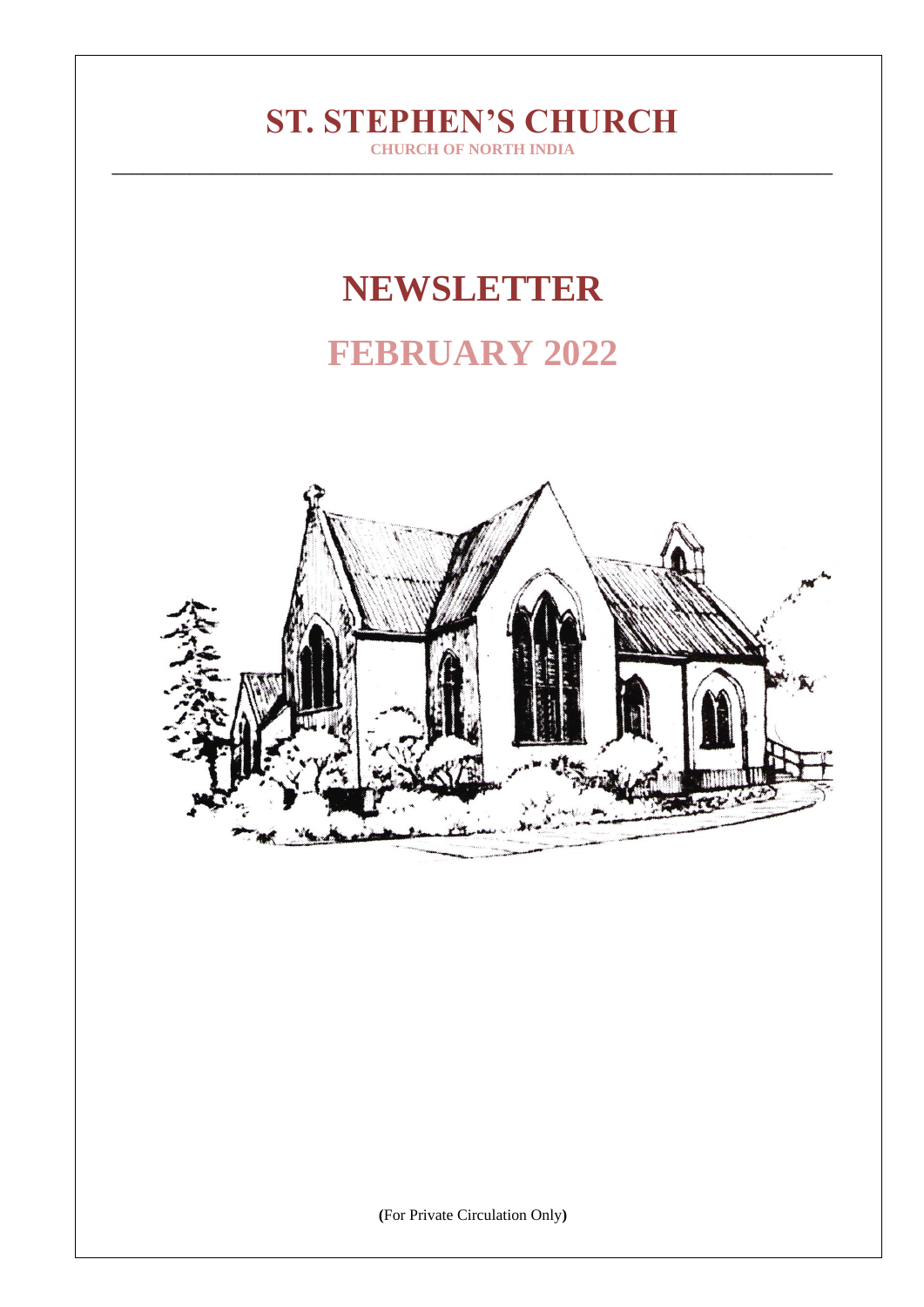# ST. STEPHEN'S CHURCH

**CHURCH OF NORTH INDIA**

---

# NEWSLETTER

## FEBRUARY 2022

**(**For Private Circulation Only**)**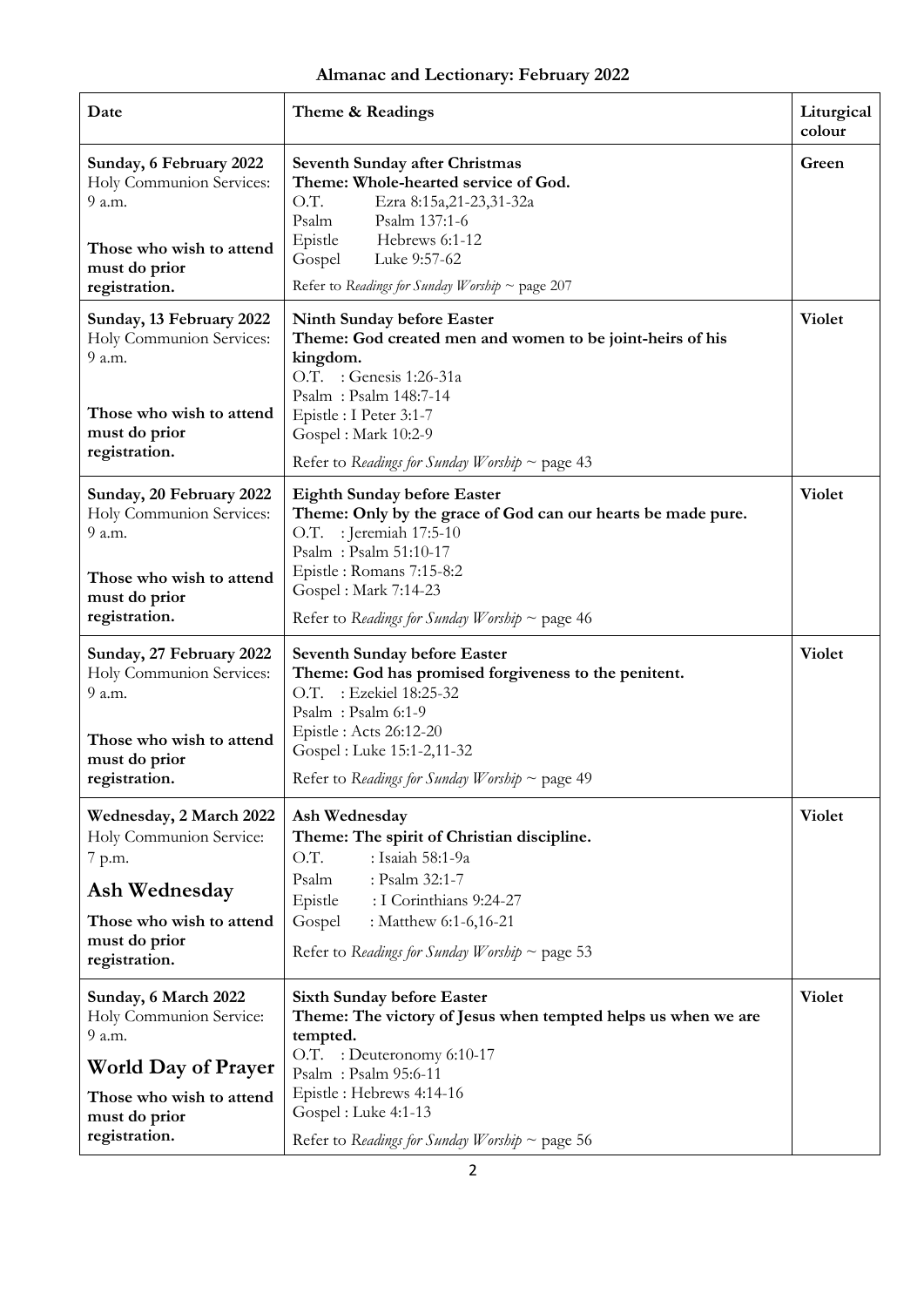**Almanac and Lectionary: February 2022**

| Date | Theme & Readings | Liturgical colour |
|---|---|---|
| **Sunday, 6 February 2022**<br>Holy Communion Services:<br>9 a.m.<br><br>**Those who wish to attend must do prior registration.** | **Seventh Sunday after Christmas**<br>**Theme: Whole-hearted service of God.**<br>O.T. Ezra 8:15a,21-23,31-32a<br>Psalm Psalm 137:1-6<br>Epistle Hebrews 6:1-12<br>Gospel Luke 9:57-62<br>Refer to *Readings for Sunday Worship* ~ page 207 | **Green** |
| **Sunday, 13 February 2022**<br>Holy Communion Services:<br>9 a.m.<br><br>**Those who wish to attend must do prior registration.** | **Ninth Sunday before Easter**<br>**Theme: God created men and women to be joint-heirs of his kingdom.**<br>O.T. : Genesis 1:26-31a<br>Psalm : Psalm 148:7-14<br>Epistle : I Peter 3:1-7<br>Gospel : Mark 10:2-9<br>Refer to *Readings for Sunday Worship* ~ page 43 | **Violet** |
| **Sunday, 20 February 2022**<br>Holy Communion Services:<br>9 a.m.<br><br>**Those who wish to attend must do prior registration.** | **Eighth Sunday before Easter**<br>**Theme: Only by the grace of God can our hearts be made pure.**<br>O.T. : Jeremiah 17:5-10<br>Psalm : Psalm 51:10-17<br>Epistle : Romans 7:15-8:2<br>Gospel : Mark 7:14-23<br>Refer to *Readings for Sunday Worship* ~ page 46 | **Violet** |
| **Sunday, 27 February 2022**<br>Holy Communion Services:<br>9 a.m.<br><br>**Those who wish to attend must do prior registration.** | **Seventh Sunday before Easter**<br>**Theme: God has promised forgiveness to the penitent.**<br>O.T. : Ezekiel 18:25-32<br>Psalm : Psalm 6:1-9<br>Epistle : Acts 26:12-20<br>Gospel : Luke 15:1-2,11-32<br>Refer to *Readings for Sunday Worship* ~ page 49 | **Violet** |
| **Wednesday, 2 March 2022**<br>Holy Communion Service:<br>7 p.m.<br>**Ash Wednesday**<br>**Those who wish to attend must do prior registration.** | **Ash Wednesday**<br>**Theme: The spirit of Christian discipline.**<br>O.T. : Isaiah 58:1-9a<br>Psalm : Psalm 32:1-7<br>Epistle : I Corinthians 9:24-27<br>Gospel : Matthew 6:1-6,16-21<br>Refer to *Readings for Sunday Worship* ~ page 53 | **Violet** |
| **Sunday, 6 March 2022**<br>Holy Communion Service:<br>9 a.m.<br>**World Day of Prayer**<br>**Those who wish to attend must do prior registration.** | **Sixth Sunday before Easter**<br>**Theme: The victory of Jesus when tempted helps us when we are tempted.**<br>O.T. : Deuteronomy 6:10-17<br>Psalm : Psalm 95:6-11<br>Epistle : Hebrews 4:14-16<br>Gospel : Luke 4:1-13<br>Refer to *Readings for Sunday Worship* ~ page 56 | **Violet** |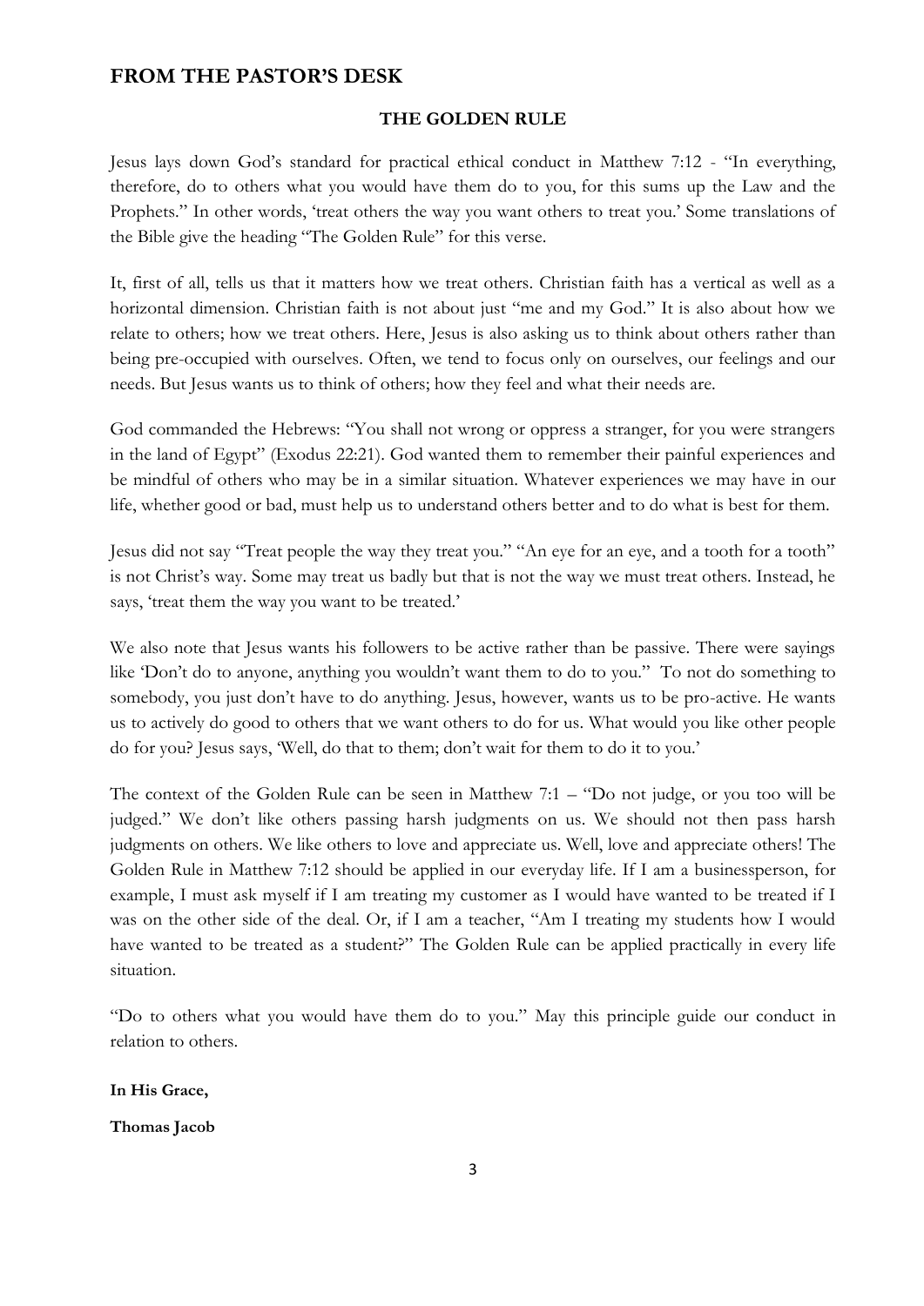## FROM THE PASTOR'S DESK

### THE GOLDEN RULE

Jesus lays down God's standard for practical ethical conduct in Matthew 7:12 - "In everything, therefore, do to others what you would have them do to you, for this sums up the Law and the Prophets." In other words, 'treat others the way you want others to treat you.' Some translations of the Bible give the heading "The Golden Rule" for this verse.

It, first of all, tells us that it matters how we treat others. Christian faith has a vertical as well as a horizontal dimension. Christian faith is not about just "me and my God." It is also about how we relate to others; how we treat others. Here, Jesus is also asking us to think about others rather than being pre-occupied with ourselves. Often, we tend to focus only on ourselves, our feelings and our needs. But Jesus wants us to think of others; how they feel and what their needs are.

God commanded the Hebrews: "You shall not wrong or oppress a stranger, for you were strangers in the land of Egypt" (Exodus 22:21). God wanted them to remember their painful experiences and be mindful of others who may be in a similar situation. Whatever experiences we may have in our life, whether good or bad, must help us to understand others better and to do what is best for them.

Jesus did not say "Treat people the way they treat you." "An eye for an eye, and a tooth for a tooth" is not Christ's way. Some may treat us badly but that is not the way we must treat others. Instead, he says, 'treat them the way you want to be treated.'

We also note that Jesus wants his followers to be active rather than be passive. There were sayings like 'Don't do to anyone, anything you wouldn't want them to do to you." To not do something to somebody, you just don't have to do anything. Jesus, however, wants us to be pro-active. He wants us to actively do good to others that we want others to do for us. What would you like other people do for you? Jesus says, 'Well, do that to them; don't wait for them to do it to you.'

The context of the Golden Rule can be seen in Matthew 7:1 – "Do not judge, or you too will be judged." We don't like others passing harsh judgments on us. We should not then pass harsh judgments on others. We like others to love and appreciate us. Well, love and appreciate others! The Golden Rule in Matthew 7:12 should be applied in our everyday life. If I am a businessperson, for example, I must ask myself if I am treating my customer as I would have wanted to be treated if I was on the other side of the deal. Or, if I am a teacher, "Am I treating my students how I would have wanted to be treated as a student?" The Golden Rule can be applied practically in every life situation.

"Do to others what you would have them do to you." May this principle guide our conduct in relation to others.

**In His Grace,**

**Thomas Jacob**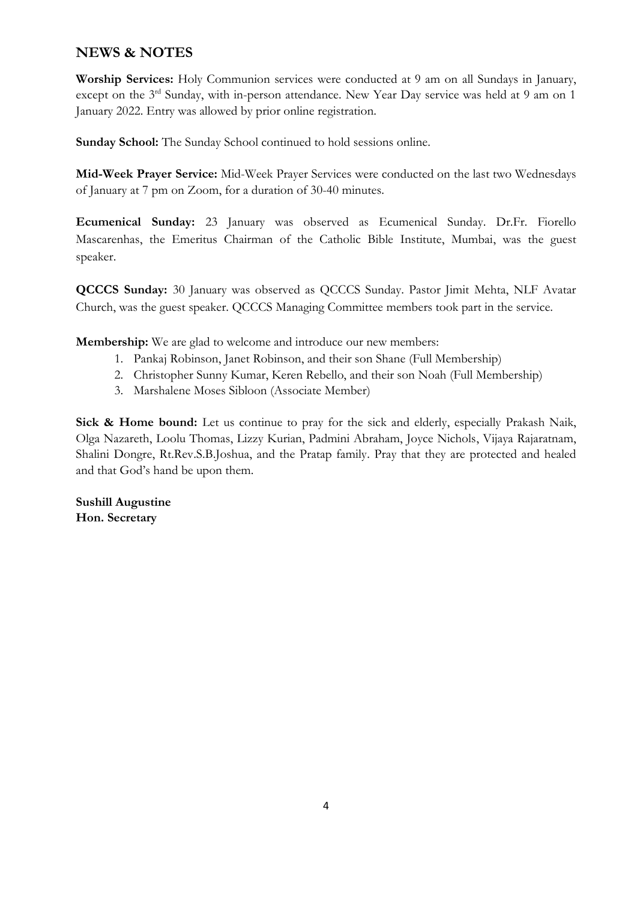## NEWS & NOTES

**Worship Services:** Holy Communion services were conducted at 9 am on all Sundays in January, except on the 3rd Sunday, with in-person attendance. New Year Day service was held at 9 am on 1 January 2022. Entry was allowed by prior online registration.

**Sunday School:** The Sunday School continued to hold sessions online.

**Mid-Week Prayer Service:** Mid-Week Prayer Services were conducted on the last two Wednesdays of January at 7 pm on Zoom, for a duration of 30-40 minutes.

**Ecumenical Sunday:** 23 January was observed as Ecumenical Sunday. Dr.Fr. Fiorello Mascarenhas, the Emeritus Chairman of the Catholic Bible Institute, Mumbai, was the guest speaker.

**QCCCS Sunday:** 30 January was observed as QCCCS Sunday. Pastor Jimit Mehta, NLF Avatar Church, was the guest speaker. QCCCS Managing Committee members took part in the service.

**Membership:** We are glad to welcome and introduce our new members:

1. Pankaj Robinson, Janet Robinson, and their son Shane (Full Membership)
2. Christopher Sunny Kumar, Keren Rebello, and their son Noah (Full Membership)
3. Marshalene Moses Sibloon (Associate Member)

**Sick & Home bound:** Let us continue to pray for the sick and elderly, especially Prakash Naik, Olga Nazareth, Loolu Thomas, Lizzy Kurian, Padmini Abraham, Joyce Nichols, Vijaya Rajaratnam, Shalini Dongre, Rt.Rev.S.B.Joshua, and the Pratap family. Pray that they are protected and healed and that God's hand be upon them.

**Sushill Augustine**
**Hon. Secretary**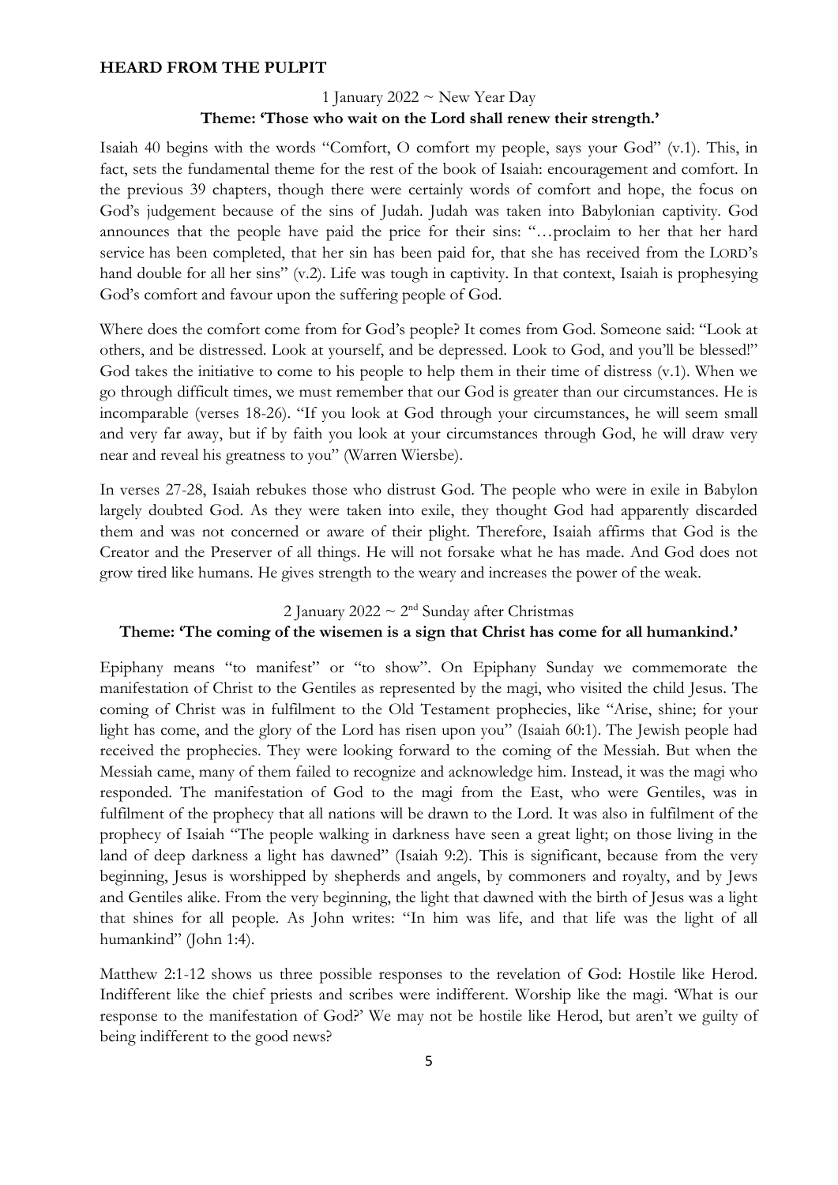**HEARD FROM THE PULPIT**

1 January 2022 ~ New Year Day

**Theme: 'Those who wait on the Lord shall renew their strength.'**

Isaiah 40 begins with the words "Comfort, O comfort my people, says your God" (v.1). This, in fact, sets the fundamental theme for the rest of the book of Isaiah: encouragement and comfort. In the previous 39 chapters, though there were certainly words of comfort and hope, the focus on God's judgement because of the sins of Judah. Judah was taken into Babylonian captivity. God announces that the people have paid the price for their sins: "…proclaim to her that her hard service has been completed, that her sin has been paid for, that she has received from the LORD's hand double for all her sins" (v.2). Life was tough in captivity. In that context, Isaiah is prophesying God's comfort and favour upon the suffering people of God.

Where does the comfort come from for God's people? It comes from God. Someone said: "Look at others, and be distressed. Look at yourself, and be depressed. Look to God, and you'll be blessed!" God takes the initiative to come to his people to help them in their time of distress (v.1). When we go through difficult times, we must remember that our God is greater than our circumstances. He is incomparable (verses 18-26). "If you look at God through your circumstances, he will seem small and very far away, but if by faith you look at your circumstances through God, he will draw very near and reveal his greatness to you" (Warren Wiersbe).

In verses 27-28, Isaiah rebukes those who distrust God. The people who were in exile in Babylon largely doubted God. As they were taken into exile, they thought God had apparently discarded them and was not concerned or aware of their plight. Therefore, Isaiah affirms that God is the Creator and the Preserver of all things. He will not forsake what he has made. And God does not grow tired like humans. He gives strength to the weary and increases the power of the weak.

2 January 2022 ~ 2nd Sunday after Christmas

**Theme: 'The coming of the wisemen is a sign that Christ has come for all humankind.'**

Epiphany means "to manifest" or "to show". On Epiphany Sunday we commemorate the manifestation of Christ to the Gentiles as represented by the magi, who visited the child Jesus. The coming of Christ was in fulfilment to the Old Testament prophecies, like "Arise, shine; for your light has come, and the glory of the Lord has risen upon you" (Isaiah 60:1). The Jewish people had received the prophecies. They were looking forward to the coming of the Messiah. But when the Messiah came, many of them failed to recognize and acknowledge him. Instead, it was the magi who responded. The manifestation of God to the magi from the East, who were Gentiles, was in fulfilment of the prophecy that all nations will be drawn to the Lord. It was also in fulfilment of the prophecy of Isaiah "The people walking in darkness have seen a great light; on those living in the land of deep darkness a light has dawned" (Isaiah 9:2). This is significant, because from the very beginning, Jesus is worshipped by shepherds and angels, by commoners and royalty, and by Jews and Gentiles alike. From the very beginning, the light that dawned with the birth of Jesus was a light that shines for all people. As John writes: "In him was life, and that life was the light of all humankind" (John 1:4).

Matthew 2:1-12 shows us three possible responses to the revelation of God: Hostile like Herod. Indifferent like the chief priests and scribes were indifferent. Worship like the magi. 'What is our response to the manifestation of God?' We may not be hostile like Herod, but aren't we guilty of being indifferent to the good news?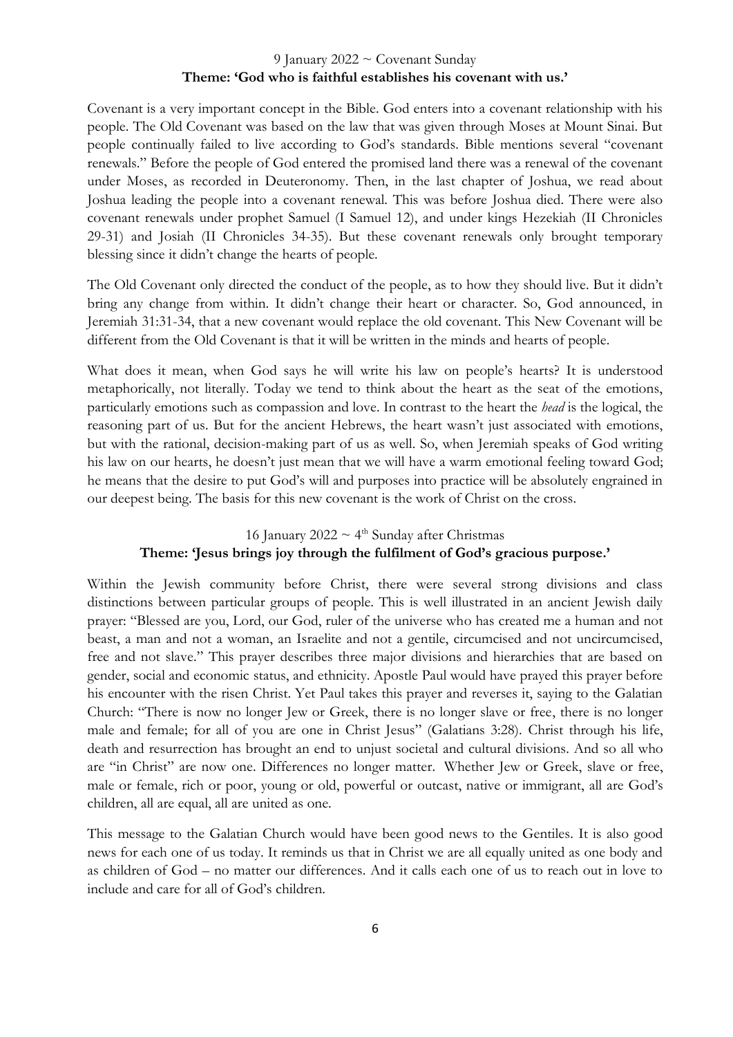9 January 2022 ~ Covenant Sunday

**Theme: 'God who is faithful establishes his covenant with us.'**

Covenant is a very important concept in the Bible. God enters into a covenant relationship with his people. The Old Covenant was based on the law that was given through Moses at Mount Sinai. But people continually failed to live according to God's standards. Bible mentions several "covenant renewals." Before the people of God entered the promised land there was a renewal of the covenant under Moses, as recorded in Deuteronomy. Then, in the last chapter of Joshua, we read about Joshua leading the people into a covenant renewal. This was before Joshua died. There were also covenant renewals under prophet Samuel (I Samuel 12), and under kings Hezekiah (II Chronicles 29-31) and Josiah (II Chronicles 34-35). But these covenant renewals only brought temporary blessing since it didn't change the hearts of people.

The Old Covenant only directed the conduct of the people, as to how they should live. But it didn't bring any change from within. It didn't change their heart or character. So, God announced, in Jeremiah 31:31-34, that a new covenant would replace the old covenant. This New Covenant will be different from the Old Covenant is that it will be written in the minds and hearts of people.

What does it mean, when God says he will write his law on people's hearts? It is understood metaphorically, not literally. Today we tend to think about the heart as the seat of the emotions, particularly emotions such as compassion and love. In contrast to the heart the *head* is the logical, the reasoning part of us. But for the ancient Hebrews, the heart wasn't just associated with emotions, but with the rational, decision-making part of us as well. So, when Jeremiah speaks of God writing his law on our hearts, he doesn't just mean that we will have a warm emotional feeling toward God; he means that the desire to put God's will and purposes into practice will be absolutely engrained in our deepest being. The basis for this new covenant is the work of Christ on the cross.

16 January 2022 ~ 4th Sunday after Christmas

**Theme: 'Jesus brings joy through the fulfilment of God's gracious purpose.'**

Within the Jewish community before Christ, there were several strong divisions and class distinctions between particular groups of people. This is well illustrated in an ancient Jewish daily prayer: "Blessed are you, Lord, our God, ruler of the universe who has created me a human and not beast, a man and not a woman, an Israelite and not a gentile, circumcised and not uncircumcised, free and not slave." This prayer describes three major divisions and hierarchies that are based on gender, social and economic status, and ethnicity. Apostle Paul would have prayed this prayer before his encounter with the risen Christ. Yet Paul takes this prayer and reverses it, saying to the Galatian Church: "There is now no longer Jew or Greek, there is no longer slave or free, there is no longer male and female; for all of you are one in Christ Jesus" (Galatians 3:28). Christ through his life, death and resurrection has brought an end to unjust societal and cultural divisions. And so all who are "in Christ" are now one. Differences no longer matter. Whether Jew or Greek, slave or free, male or female, rich or poor, young or old, powerful or outcast, native or immigrant, all are God's children, all are equal, all are united as one.

This message to the Galatian Church would have been good news to the Gentiles. It is also good news for each one of us today. It reminds us that in Christ we are all equally united as one body and as children of God – no matter our differences. And it calls each one of us to reach out in love to include and care for all of God's children.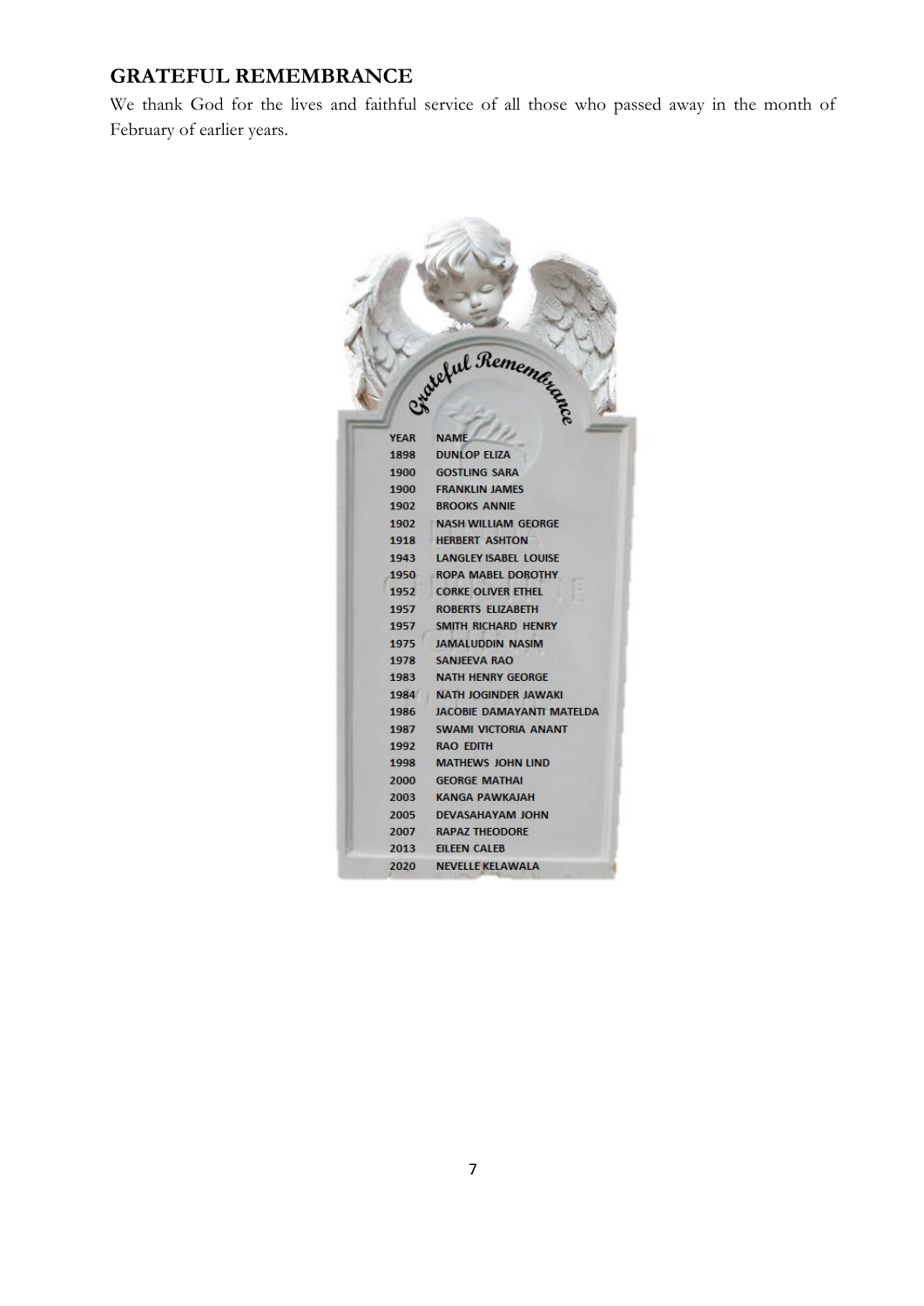## GRATEFUL REMEMBRANCE

We thank God for the lives and faithful service of all those who passed away in the month of February of earlier years.

Grateful Remembrance

| YEAR | NAME |
|---|---|
| 1898 | DUNLOP ELIZA |
| 1900 | GOSTLING SARA |
| 1900 | FRANKLIN JAMES |
| 1902 | BROOKS ANNIE |
| 1902 | NASH WILLIAM GEORGE |
| 1918 | HERBERT ASHTON |
| 1943 | LANGLEY ISABEL LOUISE |
| 1950 | ROPA MABEL DOROTHY |
| 1952 | CORKE OLIVER ETHEL |
| 1957 | ROBERTS ELIZABETH |
| 1957 | SMITH RICHARD HENRY |
| 1975 | JAMALUDDIN NASIM |
| 1978 | SANJEEVA RAO |
| 1983 | NATH HENRY GEORGE |
| 1984 | NATH JOGINDER JAWAKI |
| 1986 | JACOBIE DAMAYANTI MATELDA |
| 1987 | SWAMI VICTORIA ANANT |
| 1992 | RAO EDITH |
| 1998 | MATHEWS JOHN LIND |
| 2000 | GEORGE MATHAI |
| 2003 | KANGA PAWKAJAH |
| 2005 | DEVASAHAYAM JOHN |
| 2007 | RAPAZ THEODORE |
| 2013 | EILEEN CALEB |
| 2020 | NEVELLE KELAWALA |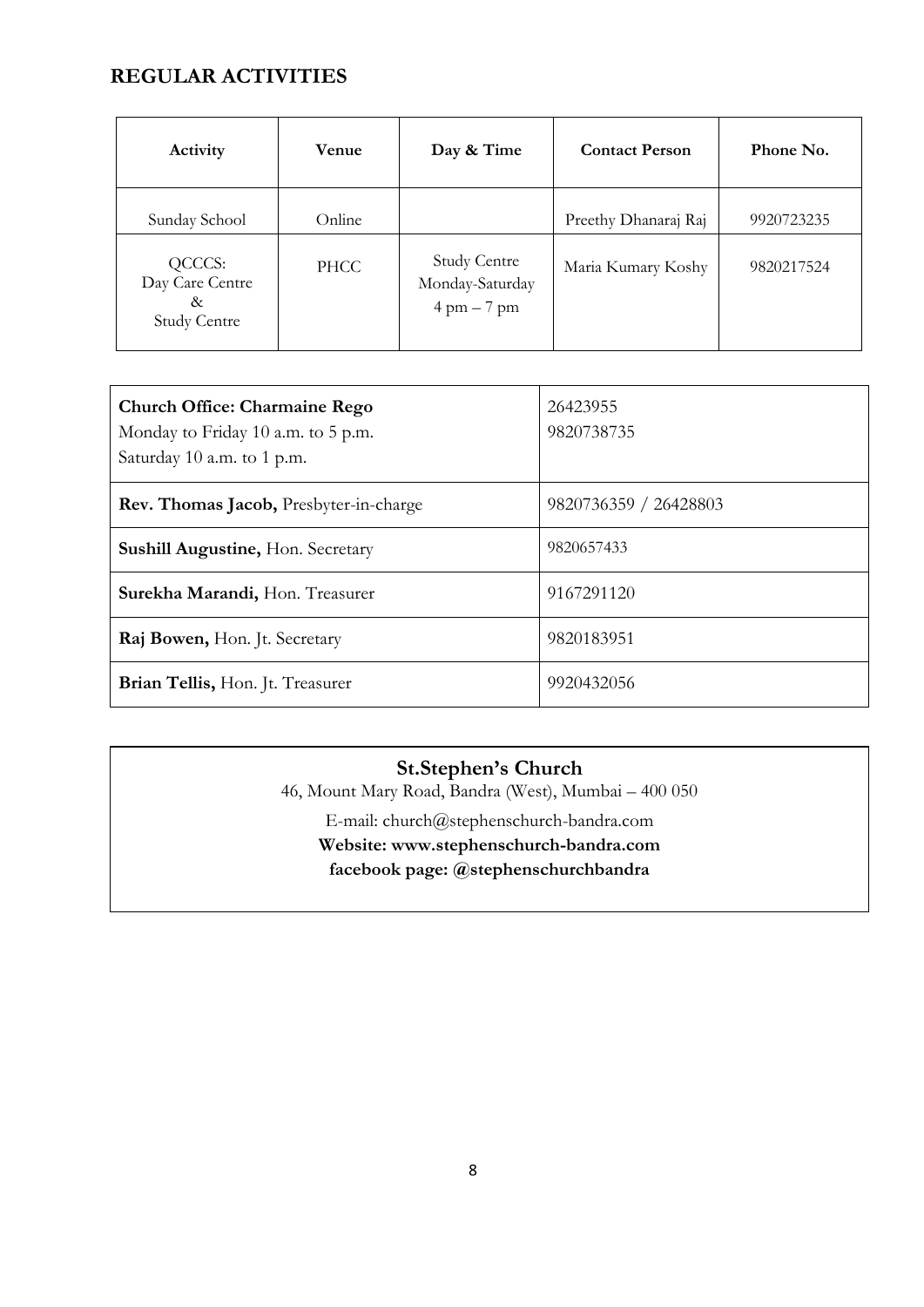## REGULAR ACTIVITIES

| Activity | Venue | Day & Time | Contact Person | Phone No. |
|---|---|---|---|---|
| Sunday School | Online | | Preethy Dhanaraj Raj | 9920723235 |
| QCCCS: Day Care Centre & Study Centre | PHCC | Study Centre Monday-Saturday 4 pm – 7 pm | Maria Kumary Koshy | 9820217524 |

| | |
|---|---|
| **Church Office: Charmaine Rego**<br>Monday to Friday 10 a.m. to 5 p.m.<br>Saturday 10 a.m. to 1 p.m. | 26423955<br>9820738735 |
| **Rev. Thomas Jacob,** Presbyter-in-charge | 9820736359 / 26428803 |
| **Sushill Augustine,** Hon. Secretary | 9820657433 |
| **Surekha Marandi,** Hon. Treasurer | 9167291120 |
| **Raj Bowen,** Hon. Jt. Secretary | 9820183951 |
| **Brian Tellis,** Hon. Jt. Treasurer | 9920432056 |

**St.Stephen's Church**

46, Mount Mary Road, Bandra (West), Mumbai – 400 050

E-mail: church@stephenschurch-bandra.com

**Website: www.stephenschurch-bandra.com**

**facebook page: @stephenschurchbandra**